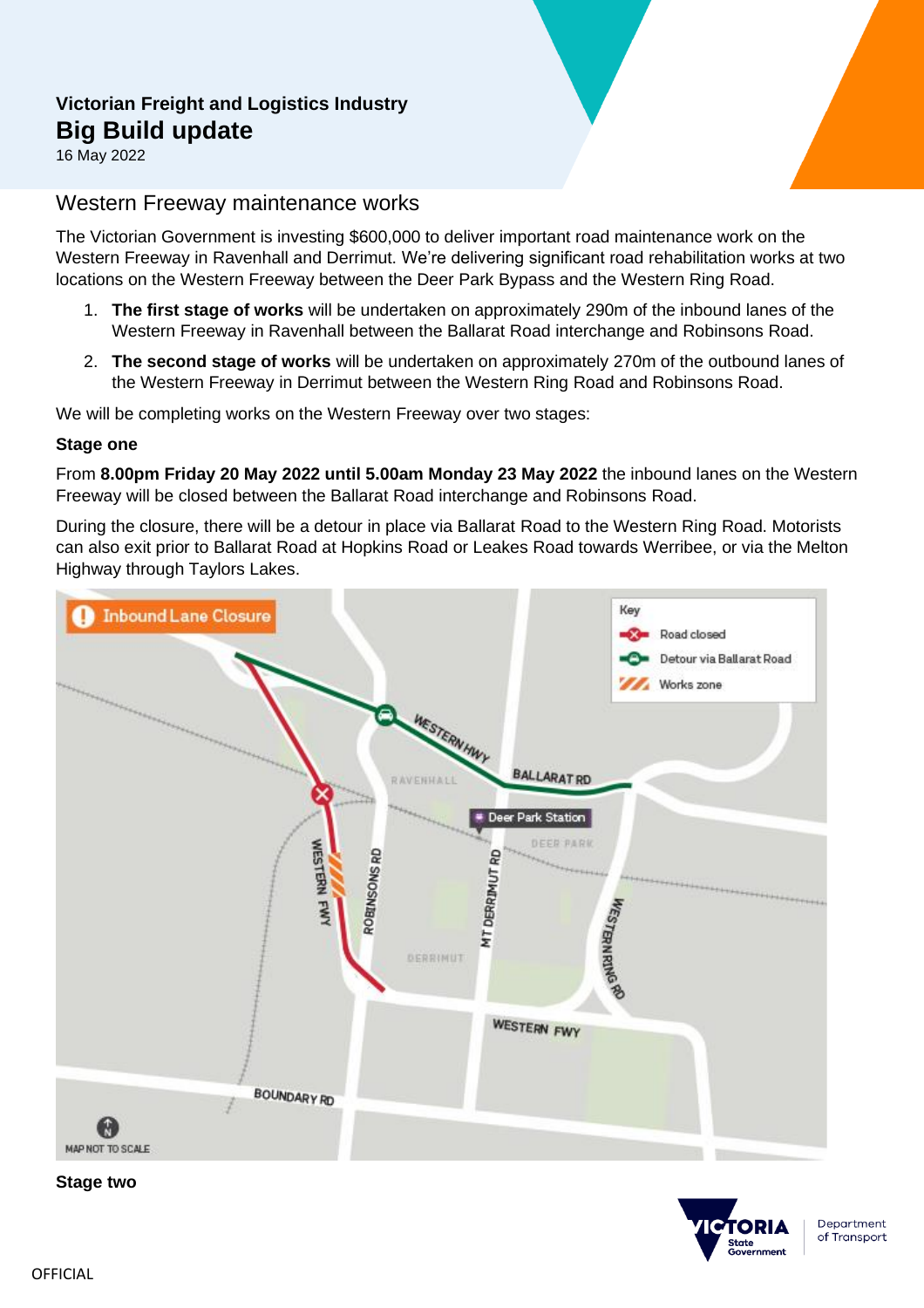Victorian Freight and Logistics Industry

# Big Build update

16 May 2022

## Western Freeway maintenance works

The Victorian Government is investing $600,000 to deliver important road maintenance work on the Western Freeway in Ravenhall and Derrimut. We're delivering significant road rehabilitation works at two locations on the Western Freeway between the Deer Park Bypass and the Western Ring Road.

1. **The first stage of works** will be undertaken on approximately 290m of the inbound lanes of the Western Freeway in Ravenhall between the Ballarat Road interchange and Robinsons Road.
2. **The second stage of works** will be undertaken on approximately 270m of the outbound lanes of the Western Freeway in Derrimut between the Western Ring Road and Robinsons Road.

We will be completing works on the Western Freeway over two stages:

### Stage one

From **8.00pm Friday 20 May 2022 until 5.00am Monday 23 May 2022** the inbound lanes on the Western Freeway will be closed between the Ballarat Road interchange and Robinsons Road.

During the closure, there will be a detour in place via Ballarat Road to the Western Ring Road. Motorists can also exit prior to Ballarat Road at Hopkins Road or Leakes Road towards Werribee, or via the Melton Highway through Taylors Lakes.

### Stage two

OFFICIAL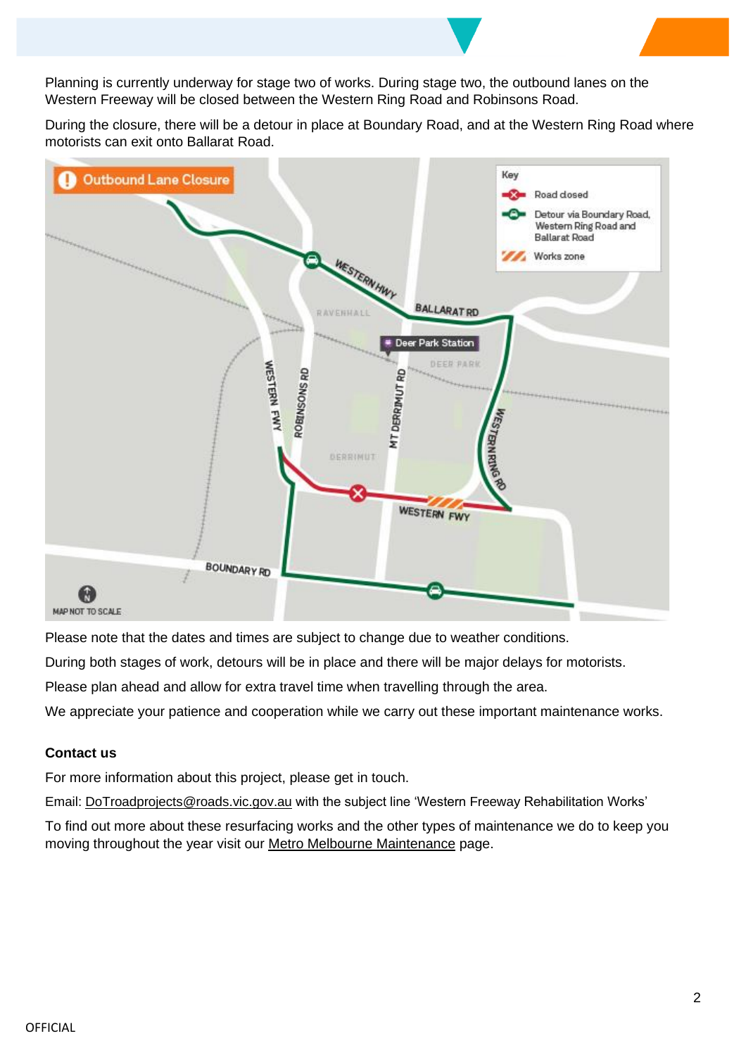Planning is currently underway for stage two of works. During stage two, the outbound lanes on the Western Freeway will be closed between the Western Ring Road and Robinsons Road.

During the closure, there will be a detour in place at Boundary Road, and at the Western Ring Road where motorists can exit onto Ballarat Road.

Outbound Lane Closure

Key

Road closed

Detour via Boundary Road, Western Ring Road and Ballarat Road

Works zone

WESTERN HWY

BALLARAT RD

RAVENHALL

Deer Park Station

DEER PARK

WESTERN FWY

ROBINSONS RD

MT DERRIMUT RD

DERRIMUT

WESTERN RING RD

WESTERN FWY

BOUNDARY RD

MAP NOT TO SCALE

Please note that the dates and times are subject to change due to weather conditions.

During both stages of work, detours will be in place and there will be major delays for motorists.

Please plan ahead and allow for extra travel time when travelling through the area.

We appreciate your patience and cooperation while we carry out these important maintenance works.

**Contact us**

For more information about this project, please get in touch.

Email: DoTroadprojects@roads.vic.gov.au with the subject line 'Western Freeway Rehabilitation Works'

To find out more about these resurfacing works and the other types of maintenance we do to keep you moving throughout the year visit our Metro Melbourne Maintenance page.